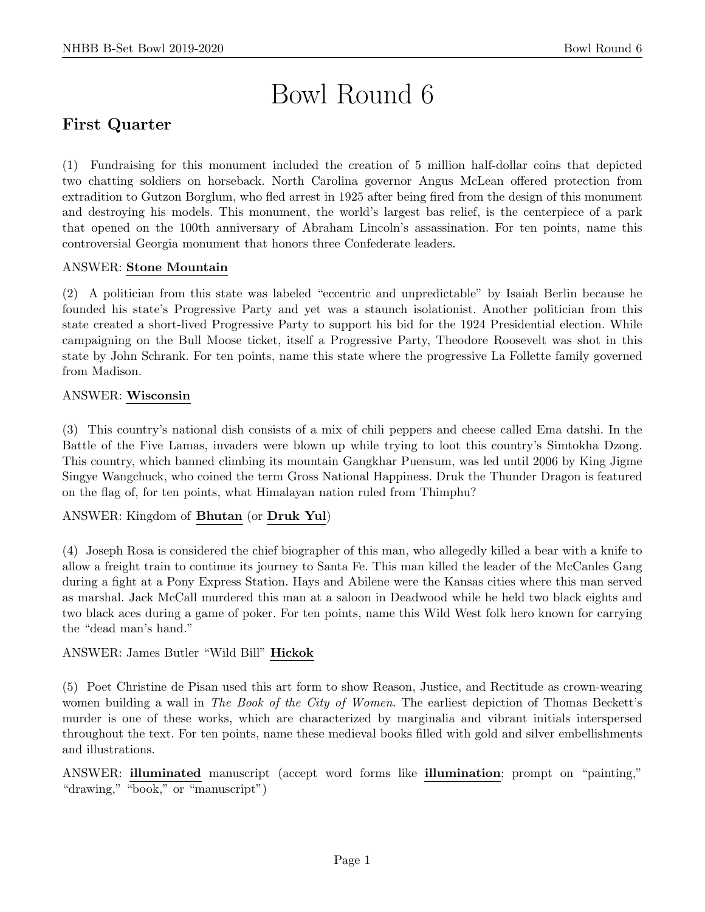# Bowl Round 6

## First Quarter

(1) Fundraising for this monument included the creation of 5 million half-dollar coins that depicted two chatting soldiers on horseback. North Carolina governor Angus McLean offered protection from extradition to Gutzon Borglum, who fled arrest in 1925 after being fired from the design of this monument and destroying his models. This monument, the world's largest bas relief, is the centerpiece of a park that opened on the 100th anniversary of Abraham Lincoln's assassination. For ten points, name this controversial Georgia monument that honors three Confederate leaders.

ANSWER: **Stone Mountain**

(2) A politician from this state was labeled "eccentric and unpredictable" by Isaiah Berlin because he founded his state's Progressive Party and yet was a staunch isolationist. Another politician from this state created a short-lived Progressive Party to support his bid for the 1924 Presidential election. While campaigning on the Bull Moose ticket, itself a Progressive Party, Theodore Roosevelt was shot in this state by John Schrank. For ten points, name this state where the progressive La Follette family governed from Madison.

ANSWER: **Wisconsin**

(3) This country's national dish consists of a mix of chili peppers and cheese called Ema datshi. In the Battle of the Five Lamas, invaders were blown up while trying to loot this country's Simtokha Dzong. This country, which banned climbing its mountain Gangkhar Puensum, was led until 2006 by King Jigme Singye Wangchuck, who coined the term Gross National Happiness. Druk the Thunder Dragon is featured on the flag of, for ten points, what Himalayan nation ruled from Thimphu?

ANSWER: Kingdom of **Bhutan** (or **Druk Yul**)

(4) Joseph Rosa is considered the chief biographer of this man, who allegedly killed a bear with a knife to allow a freight train to continue its journey to Santa Fe. This man killed the leader of the McCanles Gang during a fight at a Pony Express Station. Hays and Abilene were the Kansas cities where this man served as marshal. Jack McCall murdered this man at a saloon in Deadwood while he held two black eights and two black aces during a game of poker. For ten points, name this Wild West folk hero known for carrying the "dead man's hand."

ANSWER: James Butler "Wild Bill" **Hickok**

(5) Poet Christine de Pisan used this art form to show Reason, Justice, and Rectitude as crown-wearing women building a wall in *The Book of the City of Women*. The earliest depiction of Thomas Beckett's murder is one of these works, which are characterized by marginalia and vibrant initials interspersed throughout the text. For ten points, name these medieval books filled with gold and silver embellishments and illustrations.

ANSWER: **illuminated** manuscript (accept word forms like **illumination**; prompt on "painting," "drawing," "book," or "manuscript")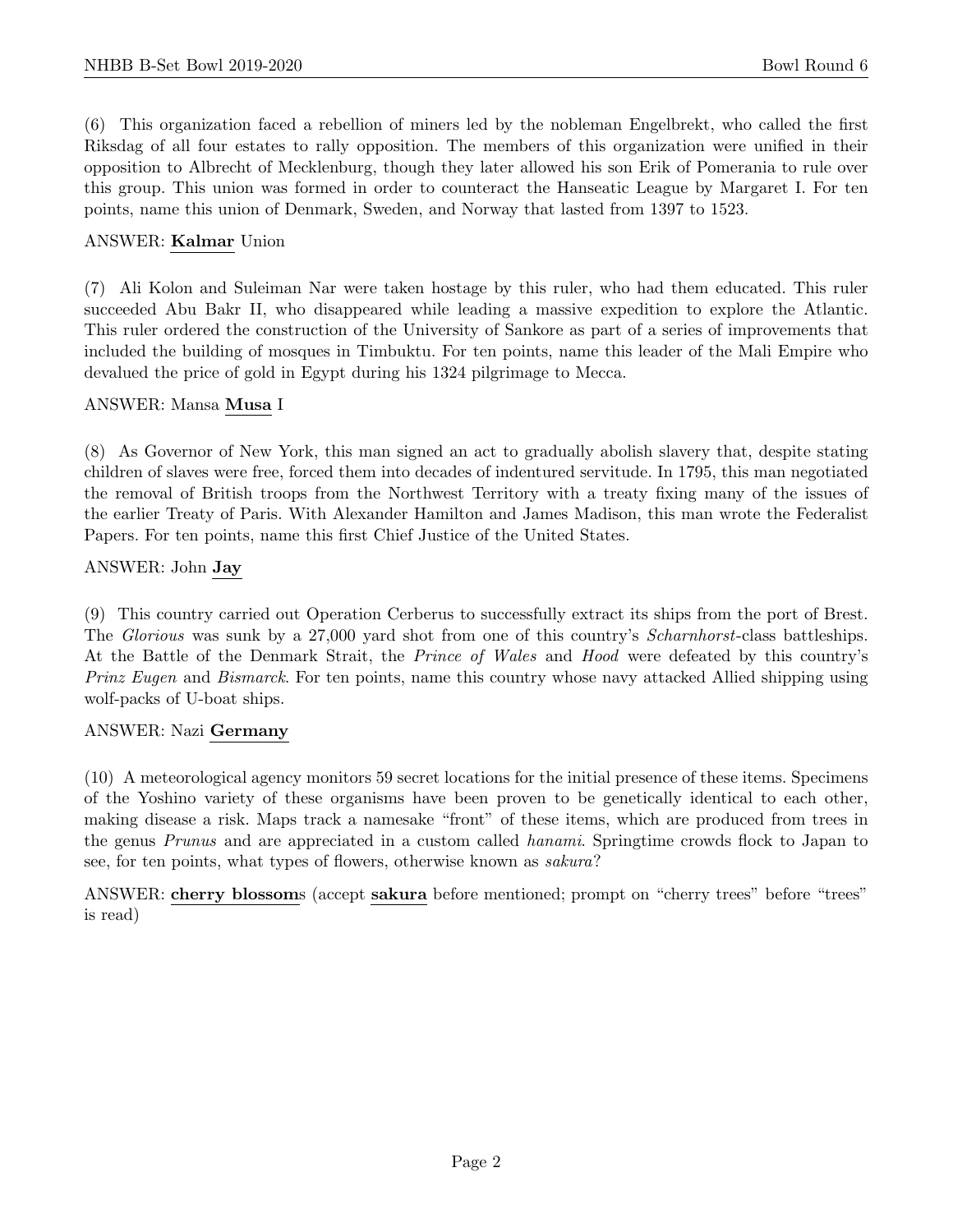(6) This organization faced a rebellion of miners led by the nobleman Engelbrekt, who called the first Riksdag of all four estates to rally opposition. The members of this organization were unified in their opposition to Albrecht of Mecklenburg, though they later allowed his son Erik of Pomerania to rule over this group. This union was formed in order to counteract the Hanseatic League by Margaret I. For ten points, name this union of Denmark, Sweden, and Norway that lasted from 1397 to 1523.

ANSWER: **Kalmar** Union

(7) Ali Kolon and Suleiman Nar were taken hostage by this ruler, who had them educated. This ruler succeeded Abu Bakr II, who disappeared while leading a massive expedition to explore the Atlantic. This ruler ordered the construction of the University of Sankore as part of a series of improvements that included the building of mosques in Timbuktu. For ten points, name this leader of the Mali Empire who devalued the price of gold in Egypt during his 1324 pilgrimage to Mecca.

ANSWER: Mansa **Musa** I

(8) As Governor of New York, this man signed an act to gradually abolish slavery that, despite stating children of slaves were free, forced them into decades of indentured servitude. In 1795, this man negotiated the removal of British troops from the Northwest Territory with a treaty fixing many of the issues of the earlier Treaty of Paris. With Alexander Hamilton and James Madison, this man wrote the Federalist Papers. For ten points, name this first Chief Justice of the United States.

ANSWER: John **Jay**

(9) This country carried out Operation Cerberus to successfully extract its ships from the port of Brest. The *Glorious* was sunk by a 27,000 yard shot from one of this country's *Scharnhorst*-class battleships. At the Battle of the Denmark Strait, the *Prince of Wales* and *Hood* were defeated by this country's *Prinz Eugen* and *Bismarck*. For ten points, name this country whose navy attacked Allied shipping using wolf-packs of U-boat ships.

ANSWER: Nazi **Germany**

(10) A meteorological agency monitors 59 secret locations for the initial presence of these items. Specimens of the Yoshino variety of these organisms have been proven to be genetically identical to each other, making disease a risk. Maps track a namesake "front" of these items, which are produced from trees in the genus *Prunus* and are appreciated in a custom called *hanami*. Springtime crowds flock to Japan to see, for ten points, what types of flowers, otherwise known as *sakura*?

ANSWER: **cherry blossom**s (accept **sakura** before mentioned; prompt on "cherry trees" before "trees" is read)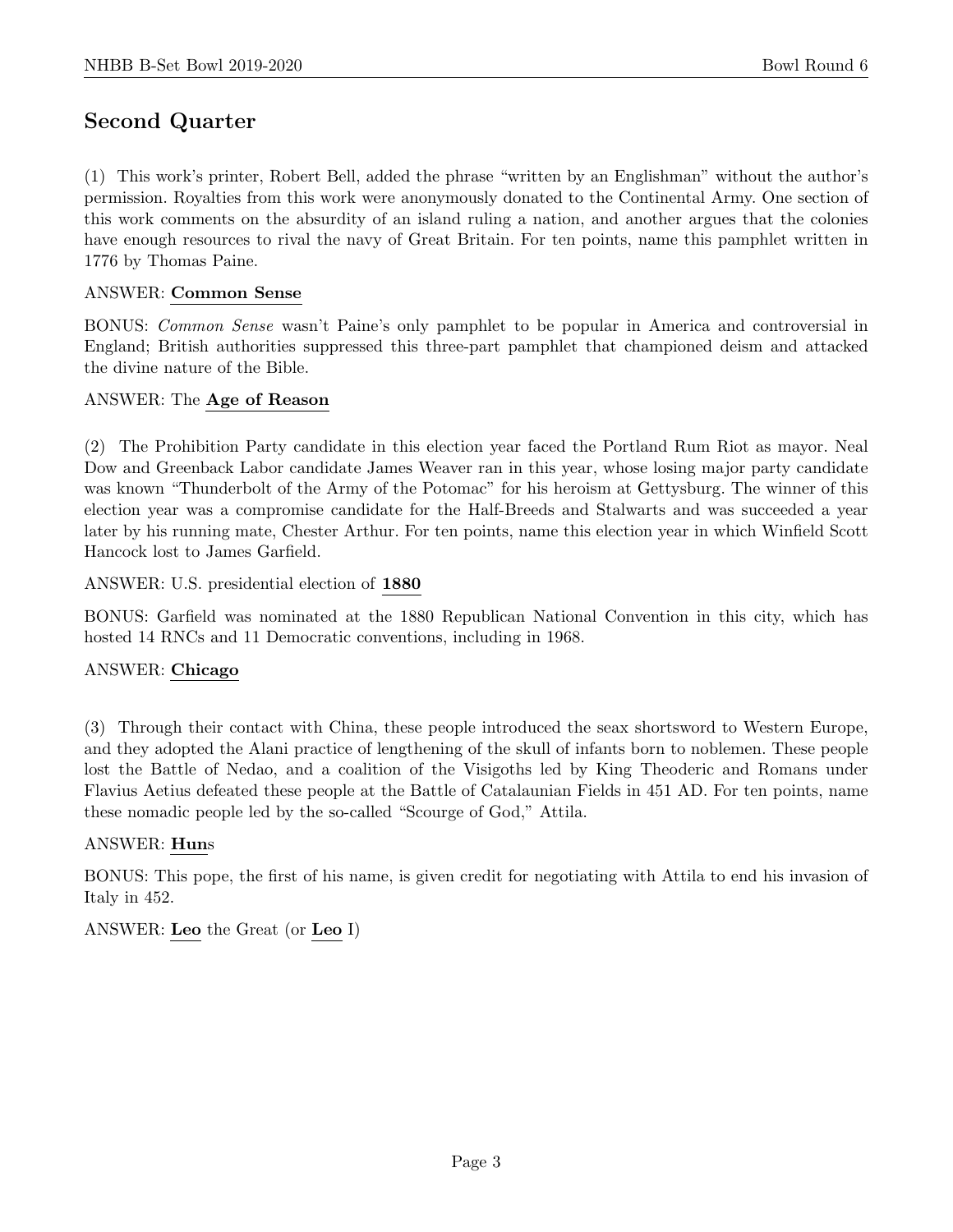## Second Quarter

(1) This work's printer, Robert Bell, added the phrase "written by an Englishman" without the author's permission. Royalties from this work were anonymously donated to the Continental Army. One section of this work comments on the absurdity of an island ruling a nation, and another argues that the colonies have enough resources to rival the navy of Great Britain. For ten points, name this pamphlet written in 1776 by Thomas Paine.

ANSWER: **Common Sense**

BONUS: *Common Sense* wasn't Paine's only pamphlet to be popular in America and controversial in England; British authorities suppressed this three-part pamphlet that championed deism and attacked the divine nature of the Bible.

ANSWER: The **Age of Reason**

(2) The Prohibition Party candidate in this election year faced the Portland Rum Riot as mayor. Neal Dow and Greenback Labor candidate James Weaver ran in this year, whose losing major party candidate was known "Thunderbolt of the Army of the Potomac" for his heroism at Gettysburg. The winner of this election year was a compromise candidate for the Half-Breeds and Stalwarts and was succeeded a year later by his running mate, Chester Arthur. For ten points, name this election year in which Winfield Scott Hancock lost to James Garfield.

ANSWER: U.S. presidential election of **1880**

BONUS: Garfield was nominated at the 1880 Republican National Convention in this city, which has hosted 14 RNCs and 11 Democratic conventions, including in 1968.

ANSWER: **Chicago**

(3) Through their contact with China, these people introduced the seax shortsword to Western Europe, and they adopted the Alani practice of lengthening of the skull of infants born to noblemen. These people lost the Battle of Nedao, and a coalition of the Visigoths led by King Theoderic and Romans under Flavius Aetius defeated these people at the Battle of Catalaunian Fields in 451 AD. For ten points, name these nomadic people led by the so-called "Scourge of God," Attila.

ANSWER: **Hun**s

BONUS: This pope, the first of his name, is given credit for negotiating with Attila to end his invasion of Italy in 452.

ANSWER: **Leo** the Great (or **Leo** I)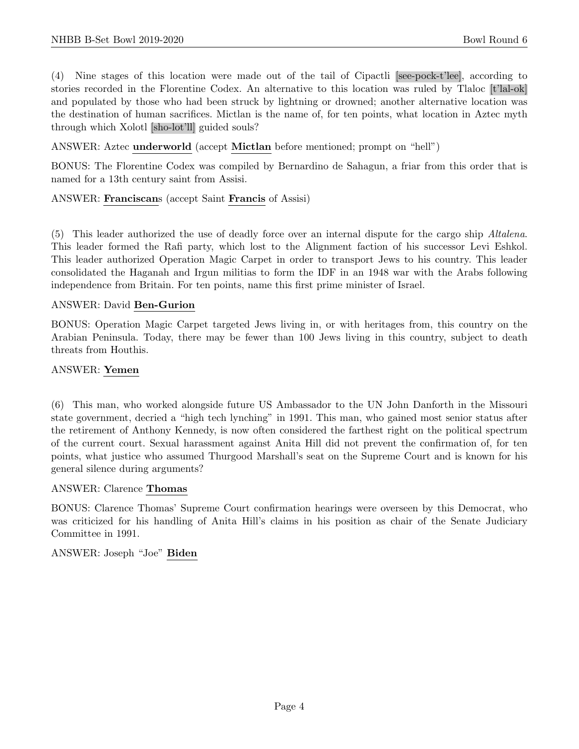(4) Nine stages of this location were made out of the tail of Cipactli [see-pock-t'lee], according to stories recorded in the Florentine Codex. An alternative to this location was ruled by Tlaloc [t'lal-ok] and populated by those who had been struck by lightning or drowned; another alternative location was the destination of human sacrifices. Mictlan is the name of, for ten points, what location in Aztec myth through which Xolotl [sho-lot'll] guided souls?

ANSWER: Aztec **underworld** (accept **Mictlan** before mentioned; prompt on "hell")

BONUS: The Florentine Codex was compiled by Bernardino de Sahagun, a friar from this order that is named for a 13th century saint from Assisi.

ANSWER: **Franciscan**s (accept Saint **Francis** of Assisi)

(5) This leader authorized the use of deadly force over an internal dispute for the cargo ship *Altalena*. This leader formed the Rafi party, which lost to the Alignment faction of his successor Levi Eshkol. This leader authorized Operation Magic Carpet in order to transport Jews to his country. This leader consolidated the Haganah and Irgun militias to form the IDF in an 1948 war with the Arabs following independence from Britain. For ten points, name this first prime minister of Israel.

ANSWER: David **Ben-Gurion**

BONUS: Operation Magic Carpet targeted Jews living in, or with heritages from, this country on the Arabian Peninsula. Today, there may be fewer than 100 Jews living in this country, subject to death threats from Houthis.

ANSWER: **Yemen**

(6) This man, who worked alongside future US Ambassador to the UN John Danforth in the Missouri state government, decried a "high tech lynching" in 1991. This man, who gained most senior status after the retirement of Anthony Kennedy, is now often considered the farthest right on the political spectrum of the current court. Sexual harassment against Anita Hill did not prevent the confirmation of, for ten points, what justice who assumed Thurgood Marshall's seat on the Supreme Court and is known for his general silence during arguments?

ANSWER: Clarence **Thomas**

BONUS: Clarence Thomas' Supreme Court confirmation hearings were overseen by this Democrat, who was criticized for his handling of Anita Hill's claims in his position as chair of the Senate Judiciary Committee in 1991.

ANSWER: Joseph "Joe" **Biden**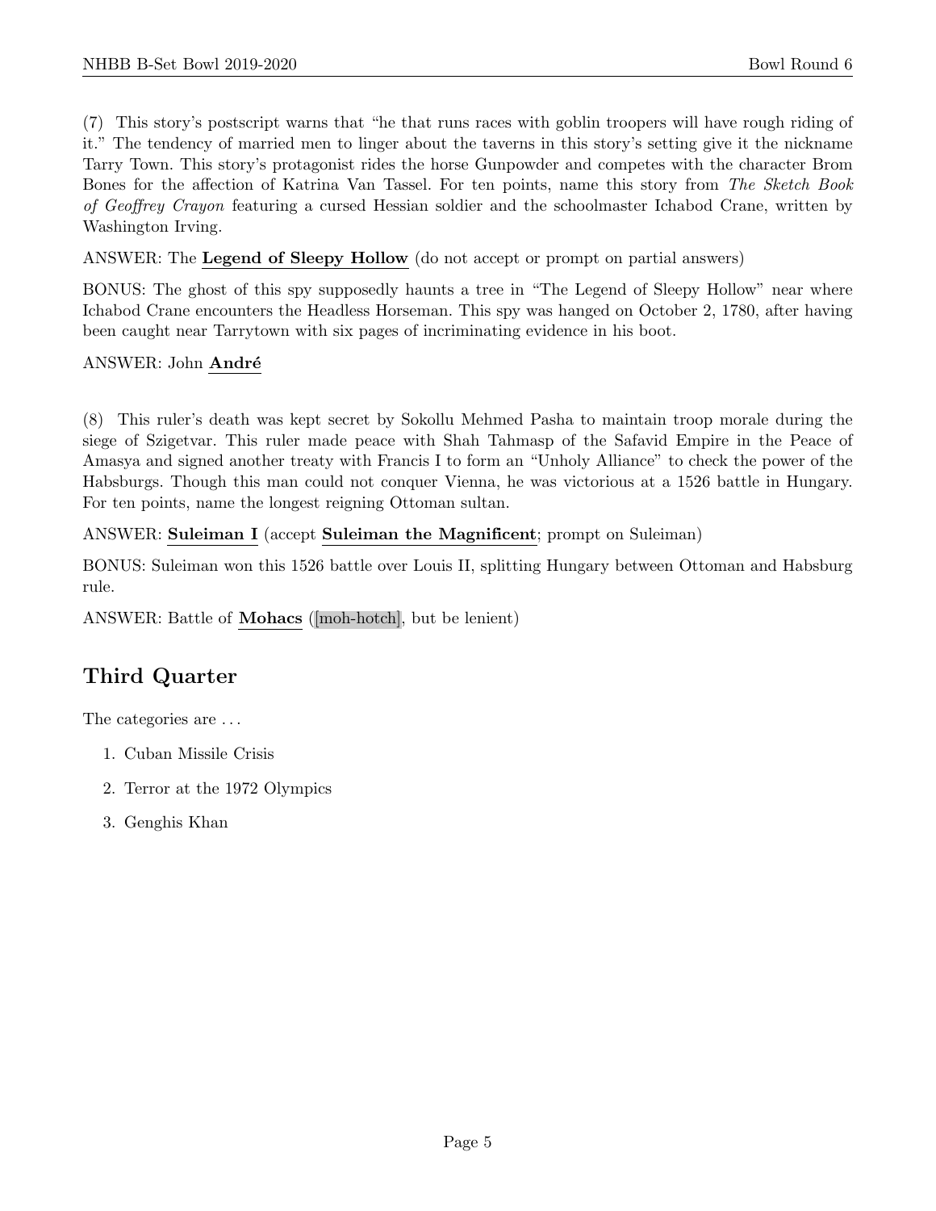(7) This story's postscript warns that "he that runs races with goblin troopers will have rough riding of it." The tendency of married men to linger about the taverns in this story's setting give it the nickname Tarry Town. This story's protagonist rides the horse Gunpowder and competes with the character Brom Bones for the affection of Katrina Van Tassel. For ten points, name this story from *The Sketch Book of Geoffrey Crayon* featuring a cursed Hessian soldier and the schoolmaster Ichabod Crane, written by Washington Irving.

ANSWER: The **Legend of Sleepy Hollow** (do not accept or prompt on partial answers)

BONUS: The ghost of this spy supposedly haunts a tree in "The Legend of Sleepy Hollow" near where Ichabod Crane encounters the Headless Horseman. This spy was hanged on October 2, 1780, after having been caught near Tarrytown with six pages of incriminating evidence in his boot.

ANSWER: John **André**

(8) This ruler's death was kept secret by Sokollu Mehmed Pasha to maintain troop morale during the siege of Szigetvar. This ruler made peace with Shah Tahmasp of the Safavid Empire in the Peace of Amasya and signed another treaty with Francis I to form an "Unholy Alliance" to check the power of the Habsburgs. Though this man could not conquer Vienna, he was victorious at a 1526 battle in Hungary. For ten points, name the longest reigning Ottoman sultan.

ANSWER: **Suleiman I** (accept **Suleiman the Magnificent**; prompt on Suleiman)

BONUS: Suleiman won this 1526 battle over Louis II, splitting Hungary between Ottoman and Habsburg rule.

ANSWER: Battle of **Mohacs** ([moh-hotch], but be lenient)

## Third Quarter

The categories are . . .

1. Cuban Missile Crisis
2. Terror at the 1972 Olympics
3. Genghis Khan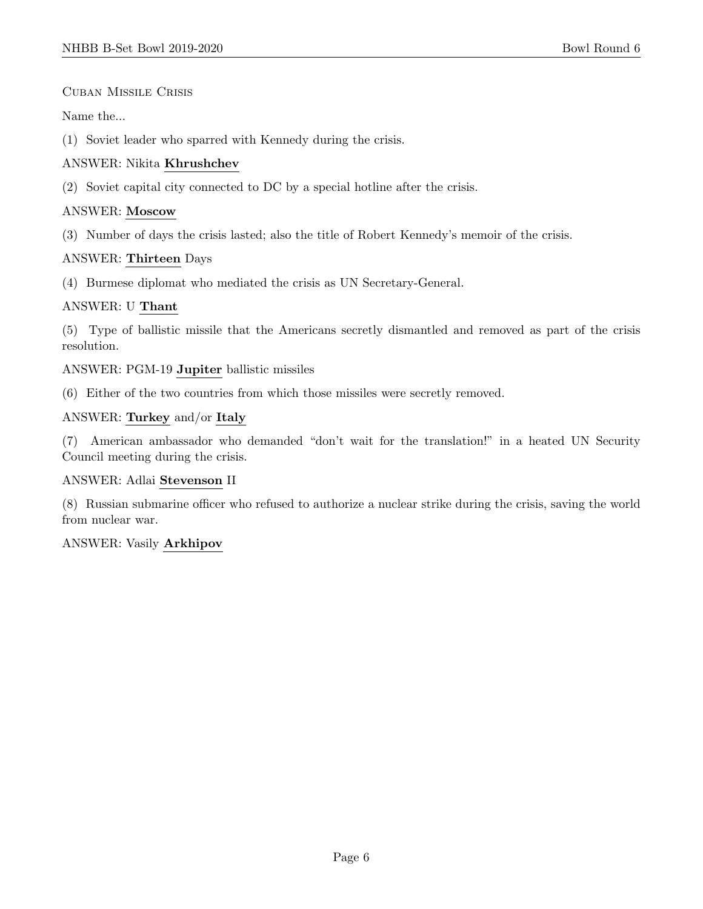Cuban Missile Crisis

Name the...

(1) Soviet leader who sparred with Kennedy during the crisis.

ANSWER: Nikita **Khrushchev**

(2) Soviet capital city connected to DC by a special hotline after the crisis.

ANSWER: **Moscow**

(3) Number of days the crisis lasted; also the title of Robert Kennedy's memoir of the crisis.

ANSWER: **Thirteen** Days

(4) Burmese diplomat who mediated the crisis as UN Secretary-General.

ANSWER: U **Thant**

(5) Type of ballistic missile that the Americans secretly dismantled and removed as part of the crisis resolution.

ANSWER: PGM-19 **Jupiter** ballistic missiles

(6) Either of the two countries from which those missiles were secretly removed.

ANSWER: **Turkey** and/or **Italy**

(7) American ambassador who demanded "don't wait for the translation!" in a heated UN Security Council meeting during the crisis.

ANSWER: Adlai **Stevenson** II

(8) Russian submarine officer who refused to authorize a nuclear strike during the crisis, saving the world from nuclear war.

ANSWER: Vasily **Arkhipov**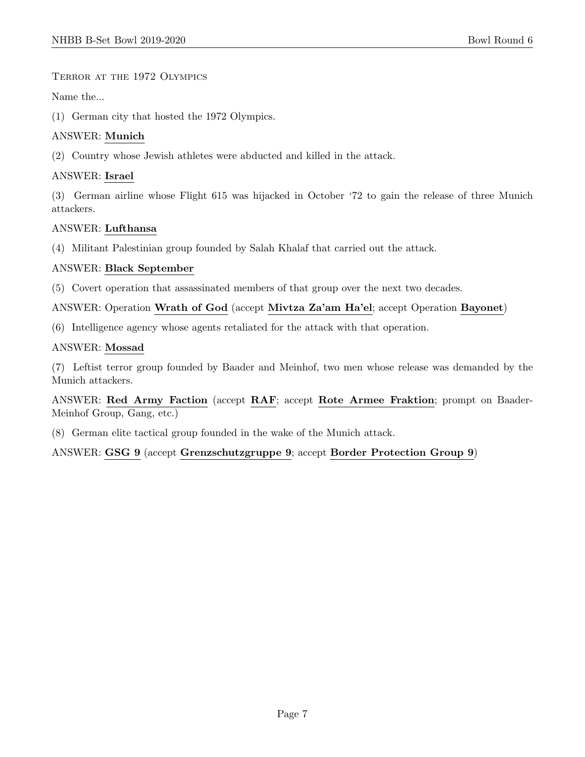Terror at the 1972 Olympics

Name the...

(1) German city that hosted the 1972 Olympics.

ANSWER: **Munich**

(2) Country whose Jewish athletes were abducted and killed in the attack.

ANSWER: **Israel**

(3) German airline whose Flight 615 was hijacked in October '72 to gain the release of three Munich attackers.

ANSWER: **Lufthansa**

(4) Militant Palestinian group founded by Salah Khalaf that carried out the attack.

ANSWER: **Black September**

(5) Covert operation that assassinated members of that group over the next two decades.

ANSWER: Operation **Wrath of God** (accept **Mivtza Za'am Ha'el**; accept Operation **Bayonet**)

(6) Intelligence agency whose agents retaliated for the attack with that operation.

ANSWER: **Mossad**

(7) Leftist terror group founded by Baader and Meinhof, two men whose release was demanded by the Munich attackers.

ANSWER: **Red Army Faction** (accept **RAF**; accept **Rote Armee Fraktion**; prompt on Baader-Meinhof Group, Gang, etc.)

(8) German elite tactical group founded in the wake of the Munich attack.

ANSWER: **GSG 9** (accept **Grenzschutzgruppe 9**; accept **Border Protection Group 9**)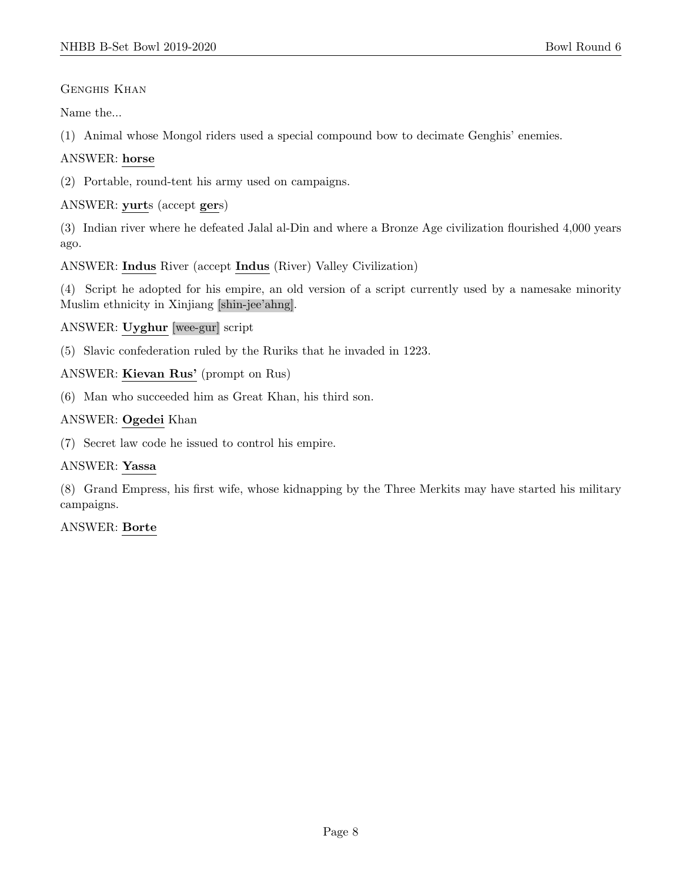Genghis Khan

Name the...

(1) Animal whose Mongol riders used a special compound bow to decimate Genghis' enemies.

ANSWER: **horse**

(2) Portable, round-tent his army used on campaigns.

ANSWER: **yurt**s (accept **ger**s)

(3) Indian river where he defeated Jalal al-Din and where a Bronze Age civilization flourished 4,000 years ago.

ANSWER: **Indus** River (accept **Indus** (River) Valley Civilization)

(4) Script he adopted for his empire, an old version of a script currently used by a namesake minority Muslim ethnicity in Xinjiang [shin-jee'ahng].

ANSWER: **Uyghur** [wee-gur] script

(5) Slavic confederation ruled by the Ruriks that he invaded in 1223.

ANSWER: **Kievan Rus'** (prompt on Rus)

(6) Man who succeeded him as Great Khan, his third son.

ANSWER: **Ogedei** Khan

(7) Secret law code he issued to control his empire.

ANSWER: **Yassa**

(8) Grand Empress, his first wife, whose kidnapping by the Three Merkits may have started his military campaigns.

ANSWER: **Borte**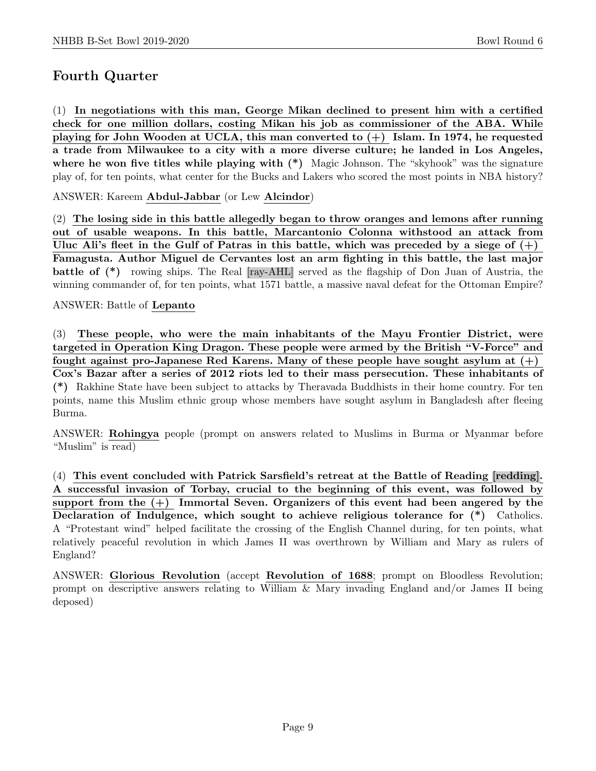# Fourth Quarter

(1) **In negotiations with this man, George Mikan declined to present him with a certified check for one million dollars, costing Mikan his job as commissioner of the ABA. While playing for John Wooden at UCLA, this man converted to (+) Islam. In 1974, he requested a trade from Milwaukee to a city with a more diverse culture; he landed in Los Angeles, where he won five titles while playing with (*)** Magic Johnson. The "skyhook" was the signature play of, for ten points, what center for the Bucks and Lakers who scored the most points in NBA history?

ANSWER: Kareem **Abdul-Jabbar** (or Lew **Alcindor**)

(2) **The losing side in this battle allegedly began to throw oranges and lemons after running out of usable weapons. In this battle, Marcantonio Colonna withstood an attack from Uluc Ali's fleet in the Gulf of Patras in this battle, which was preceded by a siege of (+) Famagusta. Author Miguel de Cervantes lost an arm fighting in this battle, the last major battle of (*)** rowing ships. The Real [ray-AHL] served as the flagship of Don Juan of Austria, the winning commander of, for ten points, what 1571 battle, a massive naval defeat for the Ottoman Empire?

ANSWER: Battle of **Lepanto**

(3) **These people, who were the main inhabitants of the Mayu Frontier District, were targeted in Operation King Dragon. These people were armed by the British "V-Force" and fought against pro-Japanese Red Karens. Many of these people have sought asylum at (+) Cox's Bazar after a series of 2012 riots led to their mass persecution. These inhabitants of (*)** Rakhine State have been subject to attacks by Theravada Buddhists in their home country. For ten points, name this Muslim ethnic group whose members have sought asylum in Bangladesh after fleeing Burma.

ANSWER: **Rohingya** people (prompt on answers related to Muslims in Burma or Myanmar before "Muslim" is read)

(4) **This event concluded with Patrick Sarsfield's retreat at the Battle of Reading [redding]. A successful invasion of Torbay, crucial to the beginning of this event, was followed by support from the (+) Immortal Seven. Organizers of this event had been angered by the Declaration of Indulgence, which sought to achieve religious tolerance for (*)** Catholics. A "Protestant wind" helped facilitate the crossing of the English Channel during, for ten points, what relatively peaceful revolution in which James II was overthrown by William and Mary as rulers of England?

ANSWER: **Glorious Revolution** (accept **Revolution of 1688**; prompt on Bloodless Revolution; prompt on descriptive answers relating to William & Mary invading England and/or James II being deposed)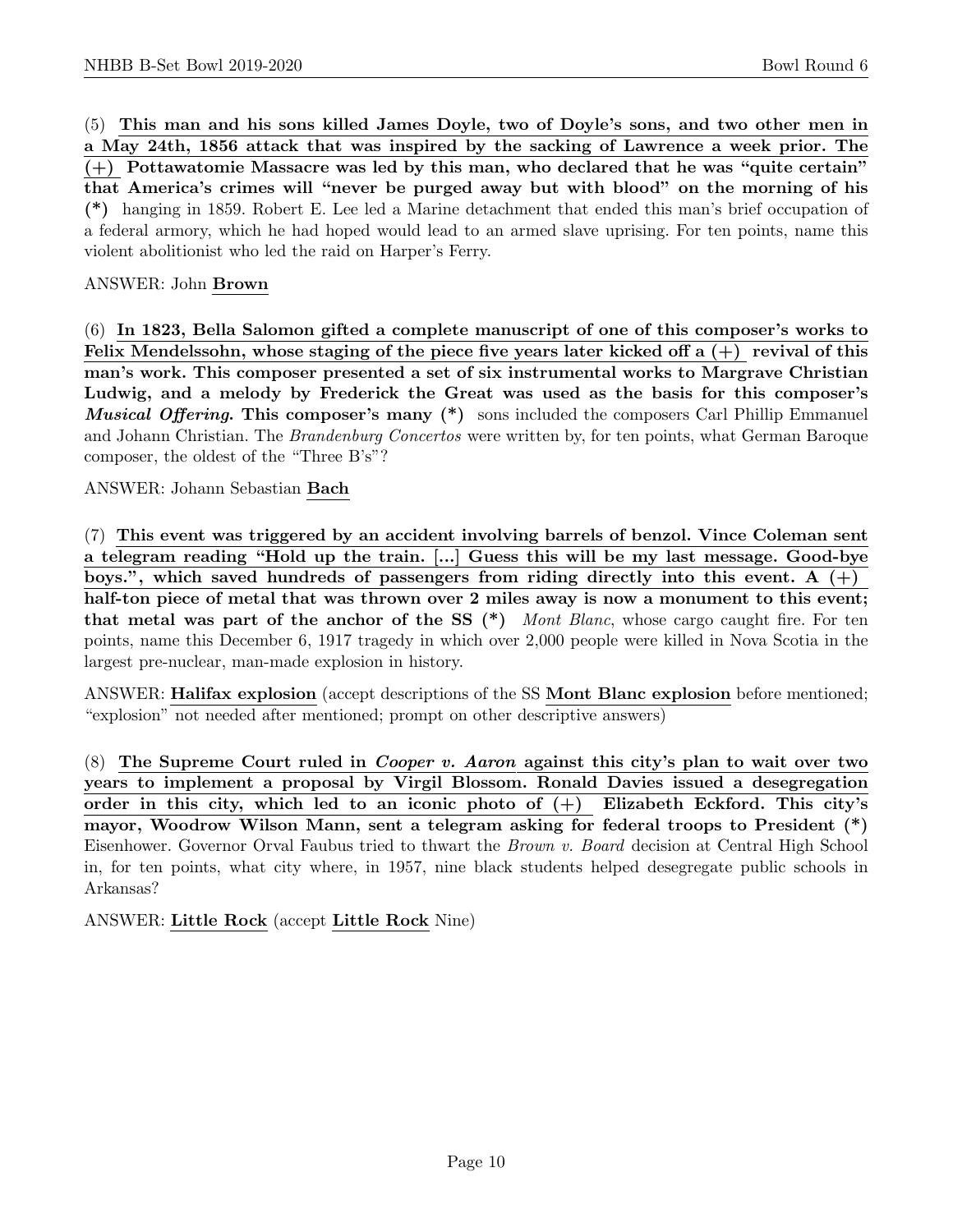(5) **This man and his sons killed James Doyle, two of Doyle's sons, and two other men in a May 24th, 1856 attack that was inspired by the sacking of Lawrence a week prior. The (+) Pottawatomie Massacre was led by this man, who declared that he was "quite certain" that America's crimes will "never be purged away but with blood" on the morning of his (*)** hanging in 1859. Robert E. Lee led a Marine detachment that ended this man's brief occupation of a federal armory, which he had hoped would lead to an armed slave uprising. For ten points, name this violent abolitionist who led the raid on Harper's Ferry.

ANSWER: John **Brown**

(6) **In 1823, Bella Salomon gifted a complete manuscript of one of this composer's works to Felix Mendelssohn, whose staging of the piece five years later kicked off a (+) revival of this man's work. This composer presented a set of six instrumental works to Margrave Christian Ludwig, and a melody by Frederick the Great was used as the basis for this composer's *Musical Offering*. This composer's many (*)** sons included the composers Carl Phillip Emmanuel and Johann Christian. The *Brandenburg Concertos* were written by, for ten points, what German Baroque composer, the oldest of the "Three B's"?

ANSWER: Johann Sebastian **Bach**

(7) **This event was triggered by an accident involving barrels of benzol. Vince Coleman sent a telegram reading "Hold up the train. [...] Guess this will be my last message. Good-bye boys.", which saved hundreds of passengers from riding directly into this event. A (+) half-ton piece of metal that was thrown over 2 miles away is now a monument to this event; that metal was part of the anchor of the SS (*)** *Mont Blanc*, whose cargo caught fire. For ten points, name this December 6, 1917 tragedy in which over 2,000 people were killed in Nova Scotia in the largest pre-nuclear, man-made explosion in history.

ANSWER: **Halifax explosion** (accept descriptions of the SS **Mont Blanc explosion** before mentioned; "explosion" not needed after mentioned; prompt on other descriptive answers)

(8) **The Supreme Court ruled in *Cooper v. Aaron* against this city's plan to wait over two years to implement a proposal by Virgil Blossom. Ronald Davies issued a desegregation order in this city, which led to an iconic photo of (+) Elizabeth Eckford. This city's mayor, Woodrow Wilson Mann, sent a telegram asking for federal troops to President (*)** Eisenhower. Governor Orval Faubus tried to thwart the *Brown v. Board* decision at Central High School in, for ten points, what city where, in 1957, nine black students helped desegregate public schools in Arkansas?

ANSWER: **Little Rock** (accept **Little Rock** Nine)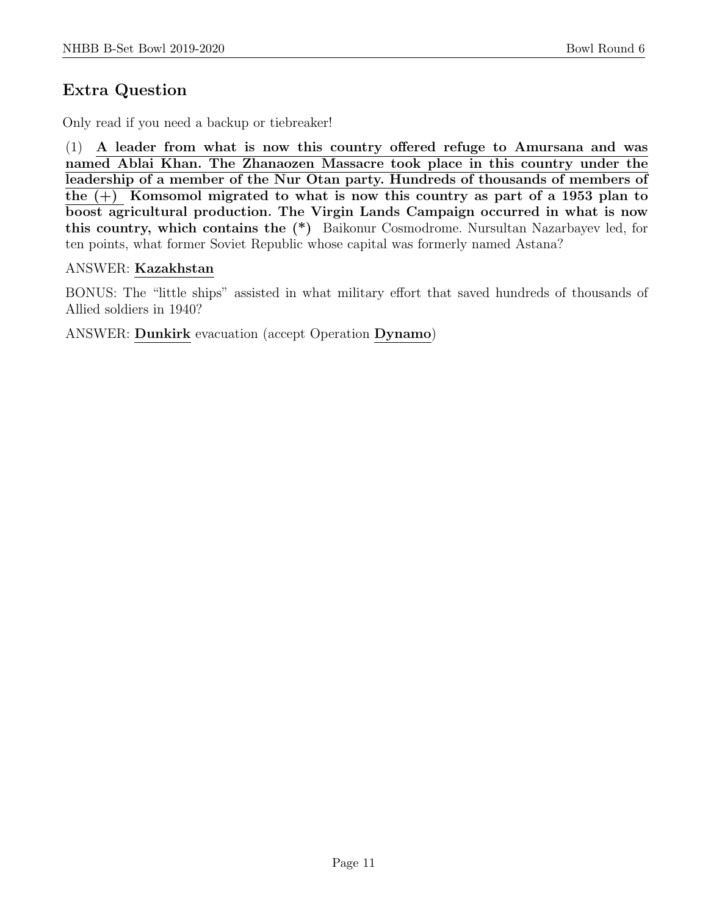## Extra Question

Only read if you need a backup or tiebreaker!

(1) **<u>A leader from what is now this country offered refuge to Amursana and was named Ablai Khan. The Zhanaozen Massacre took place in this country under the leadership of a member of the Nur Otan party. Hundreds of thousands of members of the (+)</u> Komsomol migrated to what is now this country as part of a 1953 plan to boost agricultural production. The Virgin Lands Campaign occurred in what is now this country, which contains the (*)** Baikonur Cosmodrome. Nursultan Nazarbayev led, for ten points, what former Soviet Republic whose capital was formerly named Astana?

ANSWER: **<u>Kazakhstan</u>**

BONUS: The "little ships" assisted in what military effort that saved hundreds of thousands of Allied soldiers in 1940?

ANSWER: **<u>Dunkirk</u>** evacuation (accept Operation **<u>Dynamo</u>**)